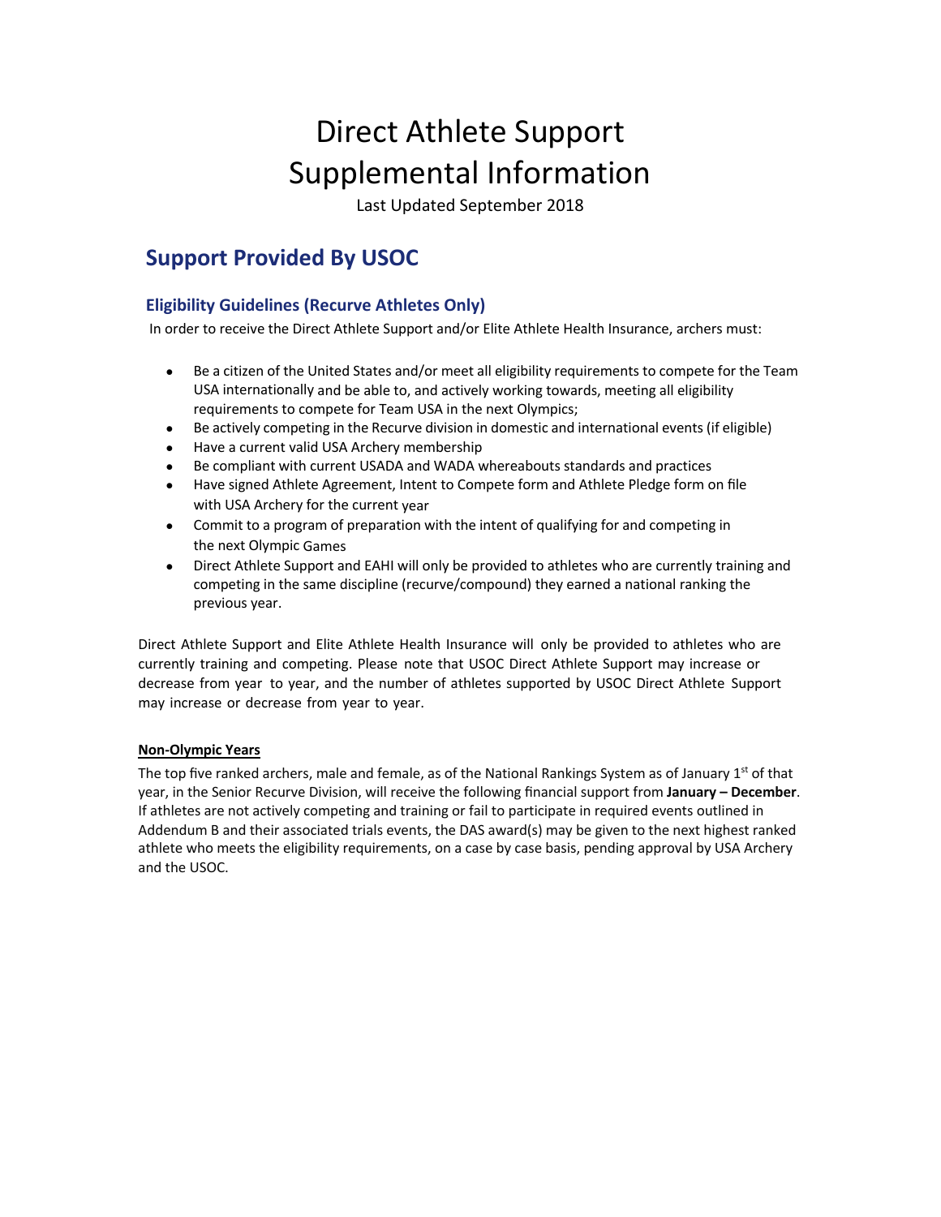# Direct Athlete Support Supplemental Information

Last Updated September 2018

## Support Provided By USOC

### Eligibility Guidelines (Recurve Athletes Only)

In order to receive the Direct Athlete Support and/or Elite Athlete Health Insurance, archers must:

- Be a citizen of the United States and/or meet all eligibility requirements to compete for the Team USA internationally and be able to, and actively working towards, meeting all eligibility requirements to compete for Team USA in the next Olympics;
- Be actively competing in the Recurve division in domestic and international events (if eligible)
- Have a current valid USA Archery membership
- Be compliant with current USADA and WADA whereabouts standards and practices
- Have signed Athlete Agreement, Intent to Compete form and Athlete Pledge form on file with USA Archery for the current year
- Commit to a program of preparation with the intent of qualifying for and competing in the next Olympic Games
- Direct Athlete Support and EAHI will only be provided to athletes who are currently training and competing in the same discipline (recurve/compound) they earned a national ranking the previous year.

Direct Athlete Support and Elite Athlete Health Insurance will only be provided to athletes who are currently training and competing. Please note that USOC Direct Athlete Support may increase or decrease from year to year, and the number of athletes supported by USOC Direct Athlete Support may increase or decrease from year to year.

**Non-Olympic Years**

The top five ranked archers, male and female, as of the National Rankings System as of January 1st of that year, in the Senior Recurve Division, will receive the following financial support from **January – December**. If athletes are not actively competing and training or fail to participate in required events outlined in Addendum B and their associated trials events, the DAS award(s) may be given to the next highest ranked athlete who meets the eligibility requirements, on a case by case basis, pending approval by USA Archery and the USOC.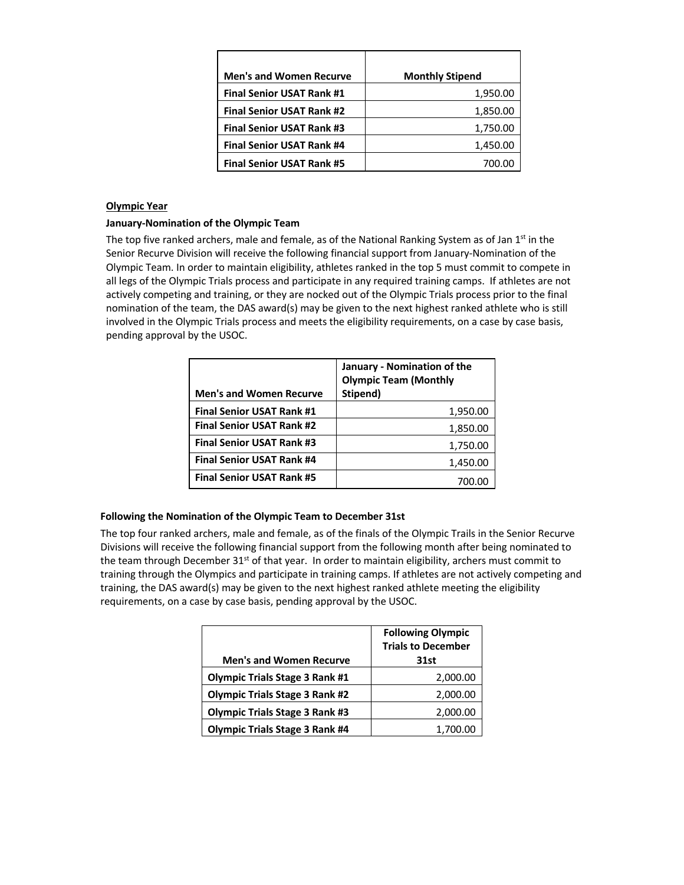| Men's and Women Recurve | Monthly Stipend |
| --- | --- |
| **Final Senior USAT Rank #1** | 1,950.00 |
| **Final Senior USAT Rank #2** | 1,850.00 |
| **Final Senior USAT Rank #3** | 1,750.00 |
| **Final Senior USAT Rank #4** | 1,450.00 |
| **Final Senior USAT Rank #5** | 700.00 |

**Olympic Year**

**January-Nomination of the Olympic Team**

The top five ranked archers, male and female, as of the National Ranking System as of Jan 1st in the Senior Recurve Division will receive the following financial support from January-Nomination of the Olympic Team. In order to maintain eligibility, athletes ranked in the top 5 must commit to compete in all legs of the Olympic Trials process and participate in any required training camps. If athletes are not actively competing and training, or they are nocked out of the Olympic Trials process prior to the final nomination of the team, the DAS award(s) may be given to the next highest ranked athlete who is still involved in the Olympic Trials process and meets the eligibility requirements, on a case by case basis, pending approval by the USOC.

| Men's and Women Recurve | January - Nomination of the Olympic Team (Monthly Stipend) |
| --- | --- |
| **Final Senior USAT Rank #1** | 1,950.00 |
| **Final Senior USAT Rank #2** | 1,850.00 |
| **Final Senior USAT Rank #3** | 1,750.00 |
| **Final Senior USAT Rank #4** | 1,450.00 |
| **Final Senior USAT Rank #5** | 700.00 |

**Following the Nomination of the Olympic Team to December 31st**

The top four ranked archers, male and female, as of the finals of the Olympic Trails in the Senior Recurve Divisions will receive the following financial support from the following month after being nominated to the team through December 31st of that year. In order to maintain eligibility, archers must commit to training through the Olympics and participate in training camps. If athletes are not actively competing and training, the DAS award(s) may be given to the next highest ranked athlete meeting the eligibility requirements, on a case by case basis, pending approval by the USOC.

| Men's and Women Recurve | Following Olympic Trials to December 31st |
| --- | --- |
| **Olympic Trials Stage 3 Rank #1** | 2,000.00 |
| **Olympic Trials Stage 3 Rank #2** | 2,000.00 |
| **Olympic Trials Stage 3 Rank #3** | 2,000.00 |
| **Olympic Trials Stage 3 Rank #4** | 1,700.00 |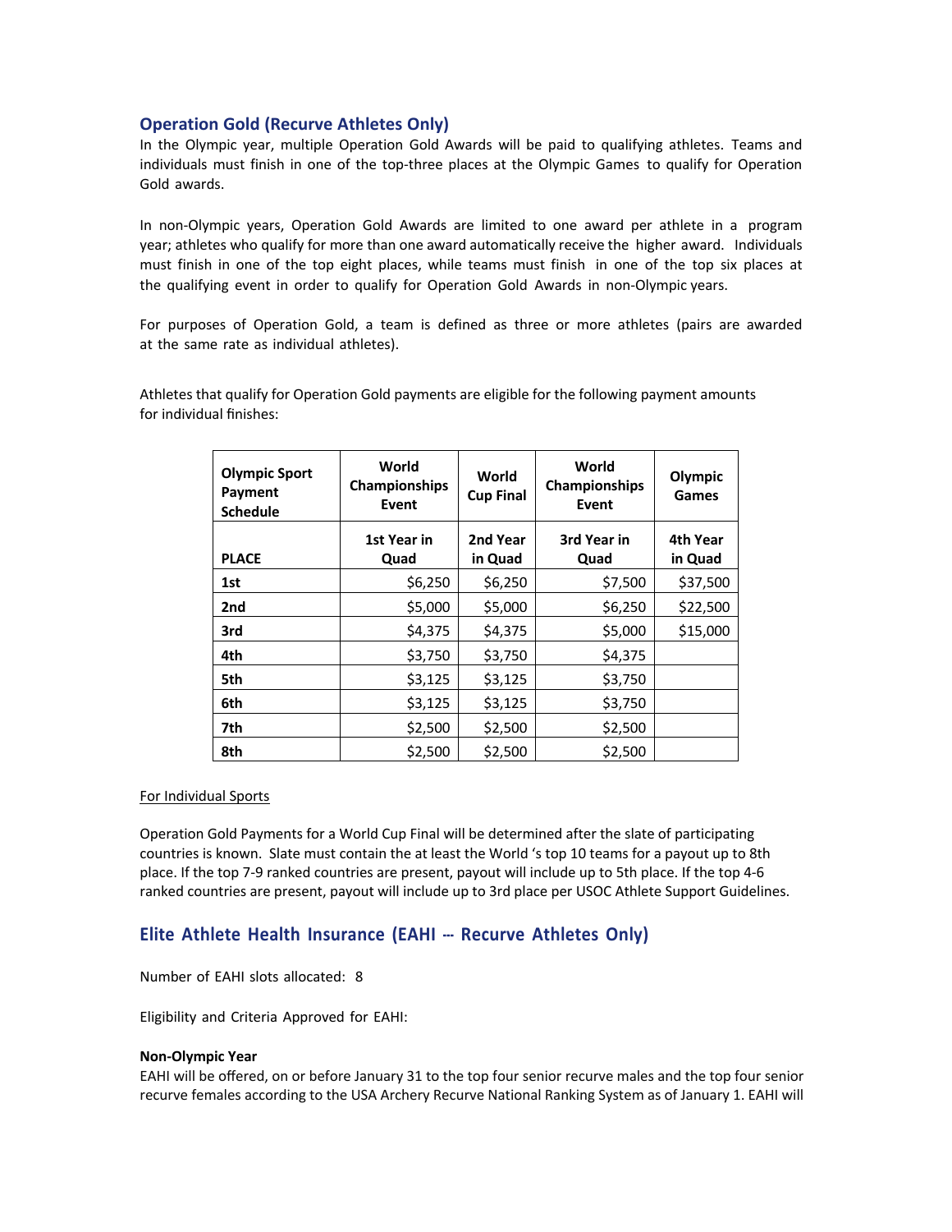## Operation Gold (Recurve Athletes Only)

In the Olympic year, multiple Operation Gold Awards will be paid to qualifying athletes. Teams and individuals must finish in one of the top-three places at the Olympic Games to qualify for Operation Gold awards.

In non-Olympic years, Operation Gold Awards are limited to one award per athlete in a program year; athletes who qualify for more than one award automatically receive the higher award. Individuals must finish in one of the top eight places, while teams must finish in one of the top six places at the qualifying event in order to qualify for Operation Gold Awards in non-Olympic years.

For purposes of Operation Gold, a team is defined as three or more athletes (pairs are awarded at the same rate as individual athletes).

Athletes that qualify for Operation Gold payments are eligible for the following payment amounts for individual finishes:

| Olympic Sport Payment Schedule | World Championships Event | World Cup Final | World Championships Event | Olympic Games |
|---|---|---|---|---|
| **PLACE** | **1st Year in Quad** | **2nd Year in Quad** | **3rd Year in Quad** | **4th Year in Quad** |
| **1st** | $6,250 | $6,250 | $7,500 | $37,500 |
| **2nd** | $5,000 | $5,000 | $6,250 | $22,500 |
| **3rd** | $4,375 | $4,375 | $5,000 | $15,000 |
| **4th** | $3,750 | $3,750 | $4,375 | |
| **5th** | $3,125 | $3,125 | $3,750 | |
| **6th** | $3,125 | $3,125 | $3,750 | |
| **7th** | $2,500 | $2,500 | $2,500 | |
| **8th** | $2,500 | $2,500 | $2,500 | |

For Individual Sports

Operation Gold Payments for a World Cup Final will be determined after the slate of participating countries is known. Slate must contain the at least the World 's top 10 teams for a payout up to 8th place. If the top 7-9 ranked countries are present, payout will include up to 5th place. If the top 4-6 ranked countries are present, payout will include up to 3rd place per USOC Athlete Support Guidelines.

## Elite Athlete Health Insurance (EAHI -- Recurve Athletes Only)

Number of EAHI slots allocated: 8

Eligibility and Criteria Approved for EAHI:

**Non-Olympic Year**

EAHI will be offered, on or before January 31 to the top four senior recurve males and the top four senior recurve females according to the USA Archery Recurve National Ranking System as of January 1. EAHI will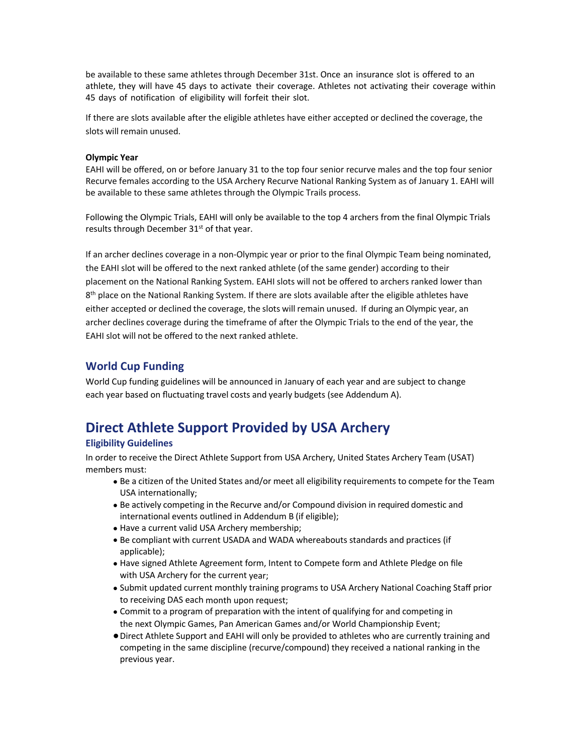be available to these same athletes through December 31st. Once an insurance slot is offered to an athlete, they will have 45 days to activate their coverage. Athletes not activating their coverage within 45 days of notification of eligibility will forfeit their slot.

If there are slots available after the eligible athletes have either accepted or declined the coverage, the slots will remain unused.

**Olympic Year**
EAHI will be offered, on or before January 31 to the top four senior recurve males and the top four senior Recurve females according to the USA Archery Recurve National Ranking System as of January 1. EAHI will be available to these same athletes through the Olympic Trails process.

Following the Olympic Trials, EAHI will only be available to the top 4 archers from the final Olympic Trials results through December 31st of that year.

If an archer declines coverage in a non-Olympic year or prior to the final Olympic Team being nominated, the EAHI slot will be offered to the next ranked athlete (of the same gender) according to their placement on the National Ranking System. EAHI slots will not be offered to archers ranked lower than 8th place on the National Ranking System. If there are slots available after the eligible athletes have either accepted or declined the coverage, the slots will remain unused. If during an Olympic year, an archer declines coverage during the timeframe of after the Olympic Trials to the end of the year, the EAHI slot will not be offered to the next ranked athlete.

## World Cup Funding

World Cup funding guidelines will be announced in January of each year and are subject to change each year based on fluctuating travel costs and yearly budgets (see Addendum A).

# Direct Athlete Support Provided by USA Archery

### Eligibility Guidelines

In order to receive the Direct Athlete Support from USA Archery, United States Archery Team (USAT) members must:

- Be a citizen of the United States and/or meet all eligibility requirements to compete for the Team USA internationally;
- Be actively competing in the Recurve and/or Compound division in required domestic and international events outlined in Addendum B (if eligible);
- Have a current valid USA Archery membership;
- Be compliant with current USADA and WADA whereabouts standards and practices (if applicable);
- Have signed Athlete Agreement form, Intent to Compete form and Athlete Pledge on file with USA Archery for the current year;
- Submit updated current monthly training programs to USA Archery National Coaching Staff prior to receiving DAS each month upon request;
- Commit to a program of preparation with the intent of qualifying for and competing in the next Olympic Games, Pan American Games and/or World Championship Event;
- Direct Athlete Support and EAHI will only be provided to athletes who are currently training and competing in the same discipline (recurve/compound) they received a national ranking in the previous year.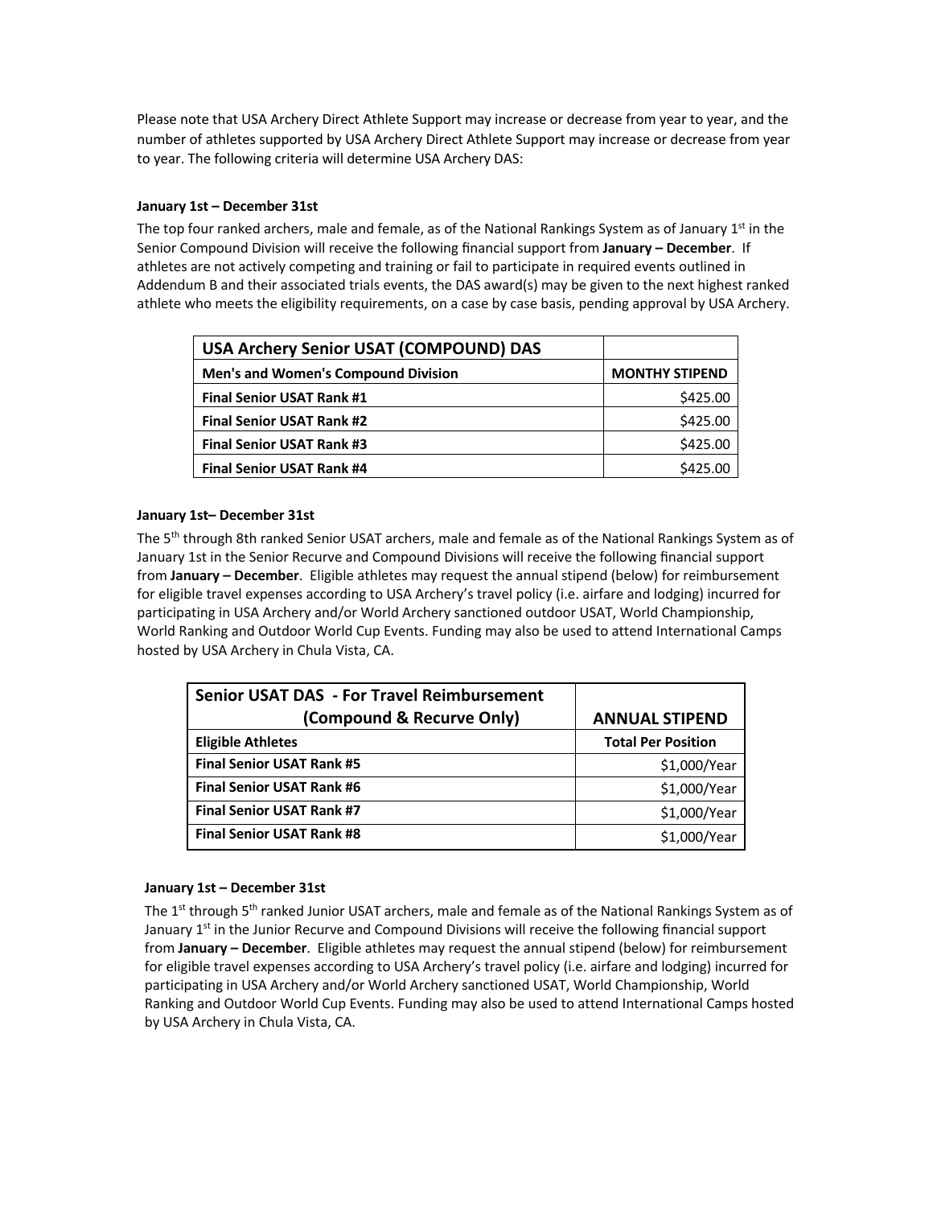Please note that USA Archery Direct Athlete Support may increase or decrease from year to year, and the number of athletes supported by USA Archery Direct Athlete Support may increase or decrease from year to year. The following criteria will determine USA Archery DAS:

**January 1st – December 31st**

The top four ranked archers, male and female, as of the National Rankings System as of January 1st in the Senior Compound Division will receive the following financial support from **January – December**. If athletes are not actively competing and training or fail to participate in required events outlined in Addendum B and their associated trials events, the DAS award(s) may be given to the next highest ranked athlete who meets the eligibility requirements, on a case by case basis, pending approval by USA Archery.

| USA Archery Senior USAT (COMPOUND) DAS | |
|---|---|
| **Men's and Women's Compound Division** | **MONTHY STIPEND** |
| **Final Senior USAT Rank #1** | $425.00 |
| **Final Senior USAT Rank #2** | $425.00 |
| **Final Senior USAT Rank #3** | $425.00 |
| **Final Senior USAT Rank #4** | $425.00 |

**January 1st– December 31st**

The 5th through 8th ranked Senior USAT archers, male and female as of the National Rankings System as of January 1st in the Senior Recurve and Compound Divisions will receive the following financial support from **January – December**. Eligible athletes may request the annual stipend (below) for reimbursement for eligible travel expenses according to USA Archery's travel policy (i.e. airfare and lodging) incurred for participating in USA Archery and/or World Archery sanctioned outdoor USAT, World Championship, World Ranking and Outdoor World Cup Events. Funding may also be used to attend International Camps hosted by USA Archery in Chula Vista, CA.

| Senior USAT DAS - For Travel Reimbursement (Compound & Recurve Only) | ANNUAL STIPEND |
|---|---|
| **Eligible Athletes** | **Total Per Position** |
| **Final Senior USAT Rank #5** | $1,000/Year |
| **Final Senior USAT Rank #6** | $1,000/Year |
| **Final Senior USAT Rank #7** | $1,000/Year |
| **Final Senior USAT Rank #8** | $1,000/Year |

**January 1st – December 31st**

The 1st through 5th ranked Junior USAT archers, male and female as of the National Rankings System as of January 1st in the Junior Recurve and Compound Divisions will receive the following financial support from **January – December**. Eligible athletes may request the annual stipend (below) for reimbursement for eligible travel expenses according to USA Archery's travel policy (i.e. airfare and lodging) incurred for participating in USA Archery and/or World Archery sanctioned USAT, World Championship, World Ranking and Outdoor World Cup Events. Funding may also be used to attend International Camps hosted by USA Archery in Chula Vista, CA.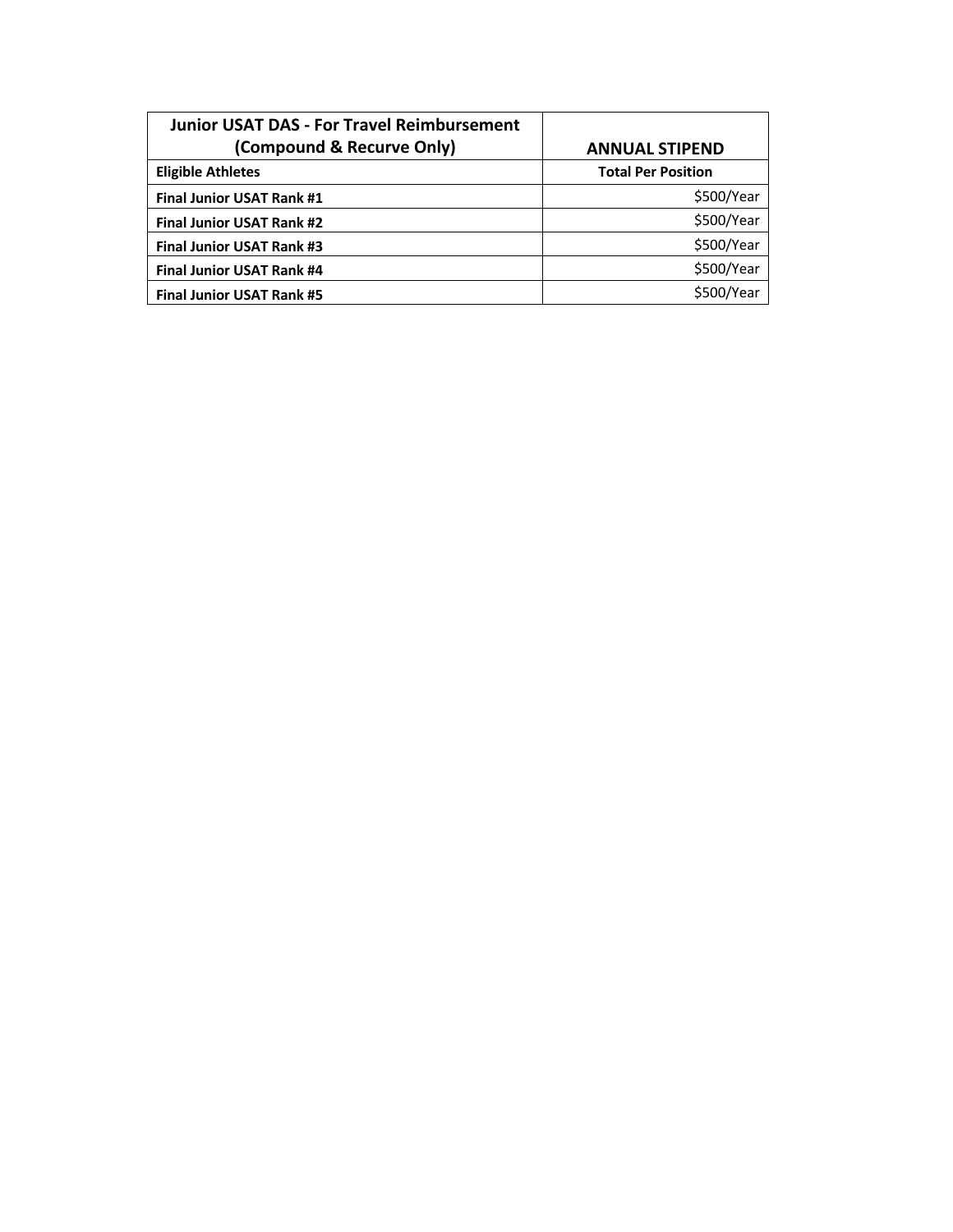| **Junior USAT DAS - For Travel Reimbursement (Compound & Recurve Only)** | **ANNUAL STIPEND** |
|---|---|
| **Eligible Athletes** | **Total Per Position** |
| **Final Junior USAT Rank #1** | $500/Year |
| **Final Junior USAT Rank #2** | $500/Year |
| **Final Junior USAT Rank #3** | $500/Year |
| **Final Junior USAT Rank #4** | $500/Year |
| **Final Junior USAT Rank #5** | $500/Year |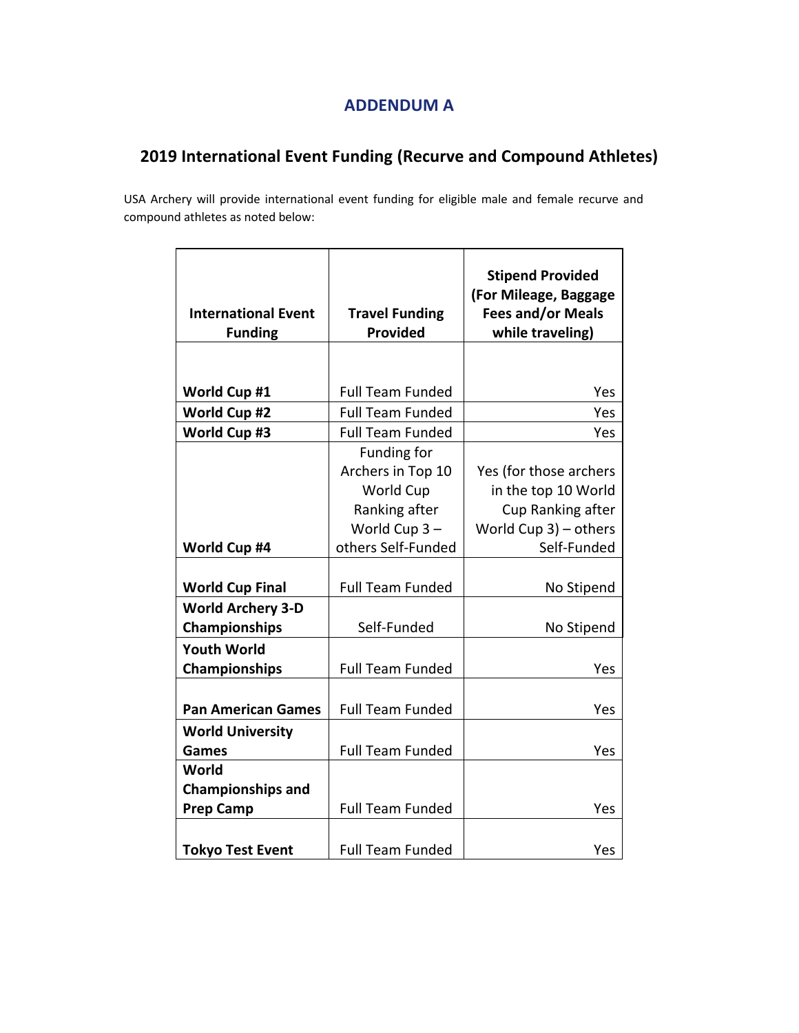# ADDENDUM A

## 2019 International Event Funding (Recurve and Compound Athletes)

USA Archery will provide international event funding for eligible male and female recurve and compound athletes as noted below:

| International Event Funding | Travel Funding Provided | Stipend Provided (For Mileage, Baggage Fees and/or Meals while traveling) |
|---|---|---|
| **World Cup #1** | Full Team Funded | Yes |
| **World Cup #2** | Full Team Funded | Yes |
| **World Cup #3** | Full Team Funded | Yes |
| **World Cup #4** | Funding for Archers in Top 10 World Cup Ranking after World Cup 3 – others Self-Funded | Yes (for those archers in the top 10 World Cup Ranking after World Cup 3) – others Self-Funded |
| **World Cup Final** | Full Team Funded | No Stipend |
| **World Archery 3-D Championships** | Self-Funded | No Stipend |
| **Youth World Championships** | Full Team Funded | Yes |
| **Pan American Games** | Full Team Funded | Yes |
| **World University Games** | Full Team Funded | Yes |
| **World Championships and Prep Camp** | Full Team Funded | Yes |
| **Tokyo Test Event** | Full Team Funded | Yes |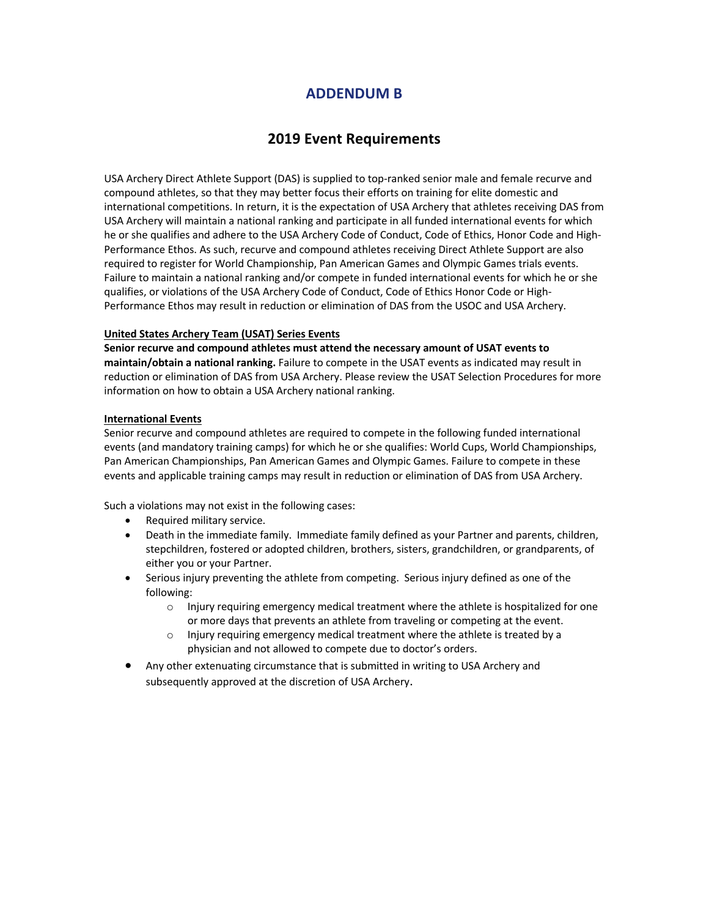# ADDENDUM B

## 2019 Event Requirements

USA Archery Direct Athlete Support (DAS) is supplied to top-ranked senior male and female recurve and compound athletes, so that they may better focus their efforts on training for elite domestic and international competitions. In return, it is the expectation of USA Archery that athletes receiving DAS from USA Archery will maintain a national ranking and participate in all funded international events for which he or she qualifies and adhere to the USA Archery Code of Conduct, Code of Ethics, Honor Code and High-Performance Ethos. As such, recurve and compound athletes receiving Direct Athlete Support are also required to register for World Championship, Pan American Games and Olympic Games trials events. Failure to maintain a national ranking and/or compete in funded international events for which he or she qualifies, or violations of the USA Archery Code of Conduct, Code of Ethics Honor Code or High-Performance Ethos may result in reduction or elimination of DAS from the USOC and USA Archery.

**United States Archery Team (USAT) Series Events**

**Senior recurve and compound athletes must attend the necessary amount of USAT events to maintain/obtain a national ranking.** Failure to compete in the USAT events as indicated may result in reduction or elimination of DAS from USA Archery. Please review the USAT Selection Procedures for more information on how to obtain a USA Archery national ranking.

**International Events**

Senior recurve and compound athletes are required to compete in the following funded international events (and mandatory training camps) for which he or she qualifies: World Cups, World Championships, Pan American Championships, Pan American Games and Olympic Games. Failure to compete in these events and applicable training camps may result in reduction or elimination of DAS from USA Archery.

Such a violations may not exist in the following cases:

- Required military service.
- Death in the immediate family. Immediate family defined as your Partner and parents, children, stepchildren, fostered or adopted children, brothers, sisters, grandchildren, or grandparents, of either you or your Partner.
- Serious injury preventing the athlete from competing. Serious injury defined as one of the following:
    - Injury requiring emergency medical treatment where the athlete is hospitalized for one or more days that prevents an athlete from traveling or competing at the event.
    - Injury requiring emergency medical treatment where the athlete is treated by a physician and not allowed to compete due to doctor's orders.
- Any other extenuating circumstance that is submitted in writing to USA Archery and subsequently approved at the discretion of USA Archery.